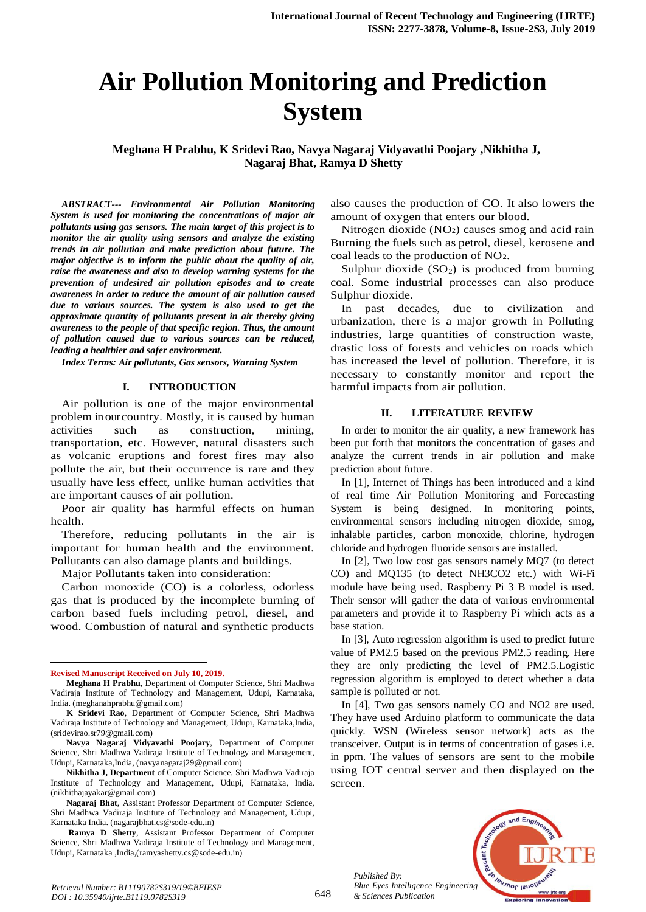# Air Pollution Monitoring and Prediction System

**Meghana H Prabhu, K Sridevi Rao, Navya Nagaraj Vidyavathi Poojary ,Nikhitha J, Nagaraj Bhat, Ramya D Shetty**

***ABSTRACT--- Environmental Air Pollution Monitoring System is used for monitoring the concentrations of major air pollutants using gas sensors. The main target of this project is to monitor the air quality using sensors and analyze the existing trends in air pollution and make prediction about future. The major objective is to inform the public about the quality of air, raise the awareness and also to develop warning systems for the prevention of undesired air pollution episodes and to create awareness in order to reduce the amount of air pollution caused due to various sources. The system is also used to get the approximate quantity of pollutants present in air thereby giving awareness to the people of that specific region. Thus, the amount of pollution caused due to various sources can be reduced, leading a healthier and safer environment.***

*Index Terms: Air pollutants, Gas sensors, Warning System*

## I. INTRODUCTION

Air pollution is one of the major environmental problem in our country. Mostly, it is caused by human activities such as construction, mining, transportation, etc. However, natural disasters such as volcanic eruptions and forest fires may also pollute the air, but their occurrence is rare and they usually have less effect, unlike human activities that are important causes of air pollution.

Poor air quality has harmful effects on human health.

Therefore, reducing pollutants in the air is important for human health and the environment. Pollutants can also damage plants and buildings.

Major Pollutants taken into consideration:

Carbon monoxide (CO) is a colorless, odorless gas that is produced by the incomplete burning of carbon based fuels including petrol, diesel, and wood. Combustion of natural and synthetic products also causes the production of CO. It also lowers the amount of oxygen that enters our blood.

Nitrogen dioxide ($NO_2$) causes smog and acid rain Burning the fuels such as petrol, diesel, kerosene and coal leads to the production of $NO_2$.

Sulphur dioxide ($SO_2$) is produced from burning coal. Some industrial processes can also produce Sulphur dioxide.

In past decades, due to civilization and urbanization, there is a major growth in Polluting industries, large quantities of construction waste, drastic loss of forests and vehicles on roads which has increased the level of pollution. Therefore, it is necessary to constantly monitor and report the harmful impacts from air pollution.

## II. LITERATURE REVIEW

In order to monitor the air quality, a new framework has been put forth that monitors the concentration of gases and analyze the current trends in air pollution and make prediction about future.

In [1], Internet of Things has been introduced and a kind of real time Air Pollution Monitoring and Forecasting System is being designed. In monitoring points, environmental sensors including nitrogen dioxide, smog, inhalable particles, carbon monoxide, chlorine, hydrogen chloride and hydrogen fluoride sensors are installed.

In [2], Two low cost gas sensors namely MQ7 (to detect CO) and MQ135 (to detect NH3CO2 etc.) with Wi-Fi module have being used. Raspberry Pi 3 B model is used. Their sensor will gather the data of various environmental parameters and provide it to Raspberry Pi which acts as a base station.

In [3], Auto regression algorithm is used to predict future value of PM2.5 based on the previous PM2.5 reading. Here they are only predicting the level of PM2.5.Logistic regression algorithm is employed to detect whether a data sample is polluted or not.

In [4], Two gas sensors namely CO and NO2 are used. They have used Arduino platform to communicate the data quickly. WSN (Wireless sensor network) acts as the transceiver. Output is in terms of concentration of gases i.e. in ppm. The values of sensors are sent to the mobile using IOT central server and then displayed on the screen.

---

**Revised Manuscript Received on July 10, 2019.**

**Meghana H Prabhu**, Department of Computer Science, Shri Madhwa Vadiraja Institute of Technology and Management, Udupi, Karnataka, India. (meghanahprabhu@gmail.com)

**K Sridevi Rao**, Department of Computer Science, Shri Madhwa Vadiraja Institute of Technology and Management, Udupi, Karnataka,India, (sridevirao.sr79@gmail.com)

**Navya Nagaraj Vidyavathi Poojary**, Department of Computer Science, Shri Madhwa Vadiraja Institute of Technology and Management, Udupi, Karnataka,India, (navyanagaraj29@gmail.com)

**Nikhitha J, Department** of Computer Science, Shri Madhwa Vadiraja Institute of Technology and Management, Udupi, Karnataka, India. (nikhithajayakar@gmail.com)

**Nagaraj Bhat**, Assistant Professor Department of Computer Science, Shri Madhwa Vadiraja Institute of Technology and Management, Udupi, Karnataka India. (nagarajbhat.cs@sode-edu.in)

**Ramya D Shetty**, Assistant Professor Department of Computer Science, Shri Madhwa Vadiraja Institute of Technology and Management, Udupi, Karnataka ,India,(ramyashetty.cs@sode-edu.in)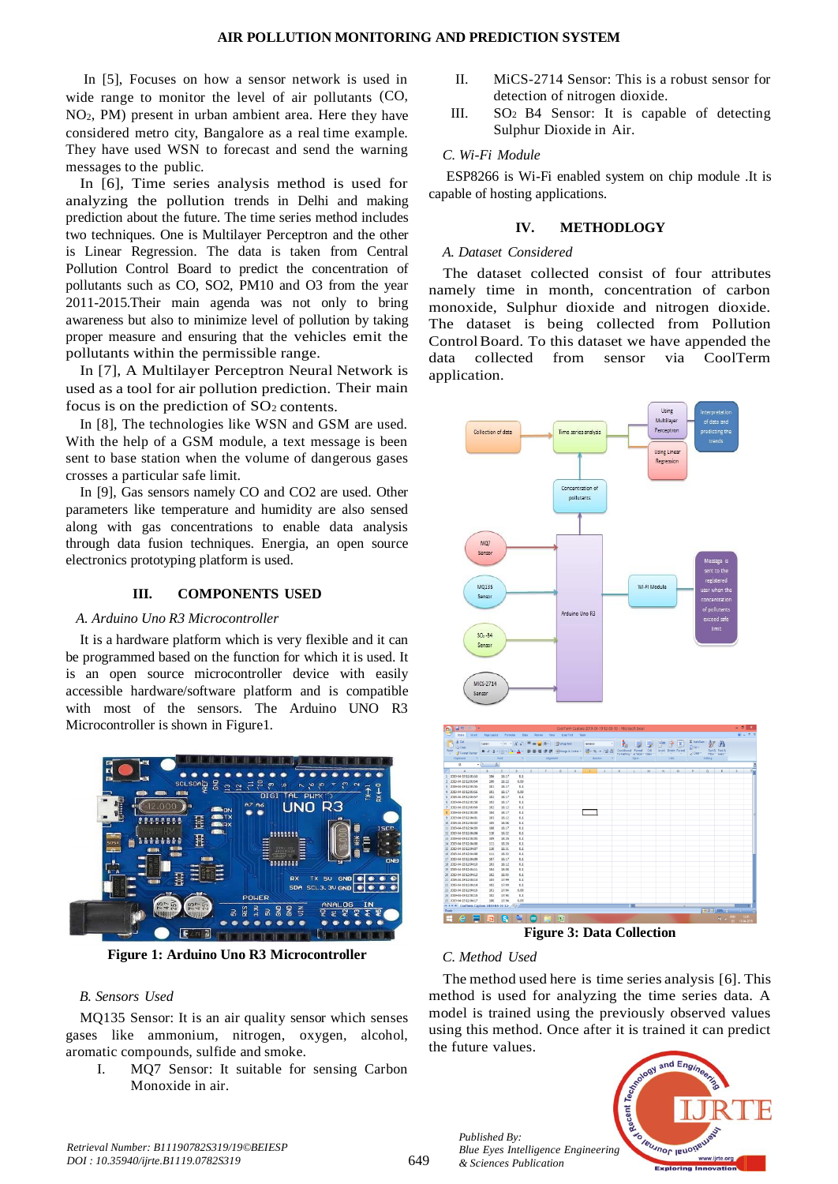In [5], Focuses on how a sensor network is used in wide range to monitor the level of air pollutants (CO, $NO_2$, PM) present in urban ambient area. Here they have considered metro city, Bangalore as a real time example. They have used WSN to forecast and send the warning messages to the public.

In [6], Time series analysis method is used for analyzing the pollution trends in Delhi and making prediction about the future. The time series method includes two techniques. One is Multilayer Perceptron and the other is Linear Regression. The data is taken from Central Pollution Control Board to predict the concentration of pollutants such as CO, SO2, PM10 and O3 from the year 2011-2015.Their main agenda was not only to bring awareness but also to minimize level of pollution by taking proper measure and ensuring that the vehicles emit the pollutants within the permissible range.

In [7], A Multilayer Perceptron Neural Network is used as a tool for air pollution prediction. Their main focus is on the prediction of $SO_2$ contents.

In [8], The technologies like WSN and GSM are used. With the help of a GSM module, a text message is been sent to base station when the volume of dangerous gases crosses a particular safe limit.

In [9], Gas sensors namely CO and CO2 are used. Other parameters like temperature and humidity are also sensed along with gas concentrations to enable data analysis through data fusion techniques. Energia, an open source electronics prototyping platform is used.

## III. COMPONENTS USED

### *A. Arduino Uno R3 Microcontroller*

It is a hardware platform which is very flexible and it can be programmed based on the function for which it is used. It is an open source microcontroller device with easily accessible hardware/software platform and is compatible with most of the sensors. The Arduino UNO R3 Microcontroller is shown in Figure1.

**Figure 1: Arduino Uno R3 Microcontroller**

### *B. Sensors Used*

MQ135 Sensor: It is an air quality sensor which senses gases like ammonium, nitrogen, oxygen, alcohol, aromatic compounds, sulfide and smoke.

I. MQ7 Sensor: It suitable for sensing Carbon Monoxide in air.

II. MiCS-2714 Sensor: This is a robust sensor for detection of nitrogen dioxide.

III. $SO_2$ B4 Sensor: It is capable of detecting Sulphur Dioxide in Air.

### *C. Wi-Fi Module*

ESP8266 is Wi-Fi enabled system on chip module .It is capable of hosting applications.

## IV. METHODLOGY

### *A. Dataset Considered*

The dataset collected consist of four attributes namely time in month, concentration of carbon monoxide, Sulphur dioxide and nitrogen dioxide. The dataset is being collected from Pollution Control Board. To this dataset we have appended the data collected from sensor via CoolTerm application.

**Figure 3: Data Collection**

### *C. Method Used*

The method used here is time series analysis [6]. This method is used for analyzing the time series data. A model is trained using the previously observed values using this method. Once after it is trained it can predict the future values.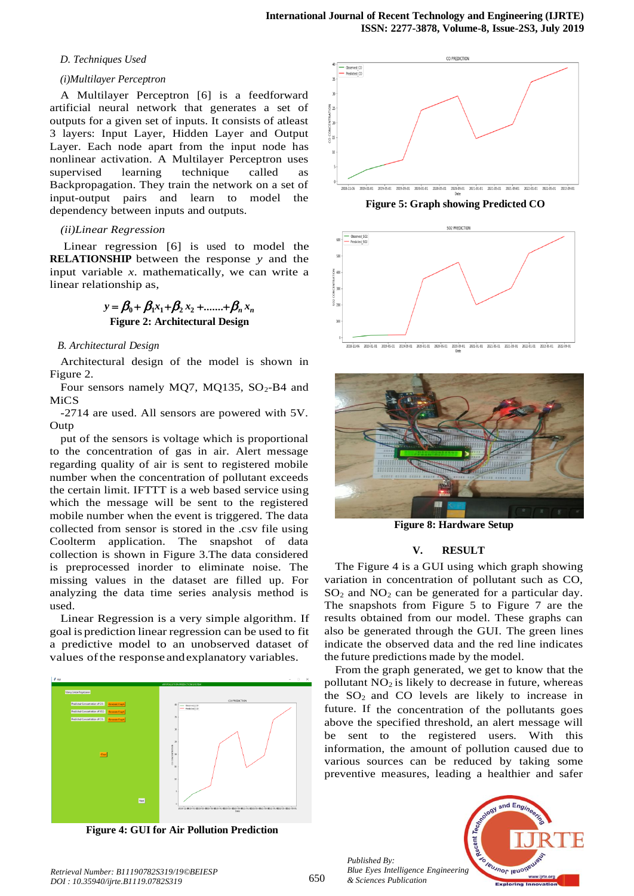### D. Techniques Used

#### (i)Multilayer Perceptron

A Multilayer Perceptron [6] is a feedforward artificial neural network that generates a set of outputs for a given set of inputs. It consists of atleast 3 layers: Input Layer, Hidden Layer and Output Layer. Each node apart from the input node has nonlinear activation. A Multilayer Perceptron uses supervised learning technique called as Backpropagation. They train the network on a set of input-output pairs and learn to model the dependency between inputs and outputs.

#### (ii)Linear Regression

Linear regression [6] is used to model the **RELATIONSHIP** between the response $y$ and the input variable $x$. mathematically, we can write a linear relationship as,

$$y = \beta_0 + \beta_1 x_1 + \beta_2 x_2 + ....... + \beta_n x_n$$

**Figure 2: Architectural Design**

### B. Architectural Design

Architectural design of the model is shown in Figure 2.

Four sensors namely MQ7, MQ135, $SO_2$-B4 and MiCS

-2714 are used. All sensors are powered with 5V. Outp

put of the sensors is voltage which is proportional to the concentration of gas in air. Alert message regarding quality of air is sent to registered mobile number when the concentration of pollutant exceeds the certain limit. IFTTT is a web based service using which the message will be sent to the registered mobile number when the event is triggered. The data collected from sensor is stored in the .csv file using Coolterm application. The snapshot of data collection is shown in Figure 3.The data considered is preprocessed inorder to eliminate noise. The missing values in the dataset are filled up. For analyzing the data time series analysis method is used.

Linear Regression is a very simple algorithm. If goal is prediction linear regression can be used to fit a predictive model to an unobserved dataset of values of the response and explanatory variables.

**Figure 4: GUI for Air Pollution Prediction**

**Figure 5: Graph showing Predicted CO**

**Figure 8: Hardware Setup**

## V. RESULT

The Figure 4 is a GUI using which graph showing variation in concentration of pollutant such as CO, $SO_2$ and $NO_2$ can be generated for a particular day. The snapshots from Figure 5 to Figure 7 are the results obtained from our model. These graphs can also be generated through the GUI. The green lines indicate the observed data and the red line indicates the future predictions made by the model.

From the graph generated, we get to know that the pollutant $NO_2$ is likely to decrease in future, whereas the $SO_2$ and CO levels are likely to increase in future. If the concentration of the pollutants goes above the specified threshold, an alert message will be sent to the registered users. With this information, the amount of pollution caused due to various sources can be reduced by taking some preventive measures, leading a healthier and safer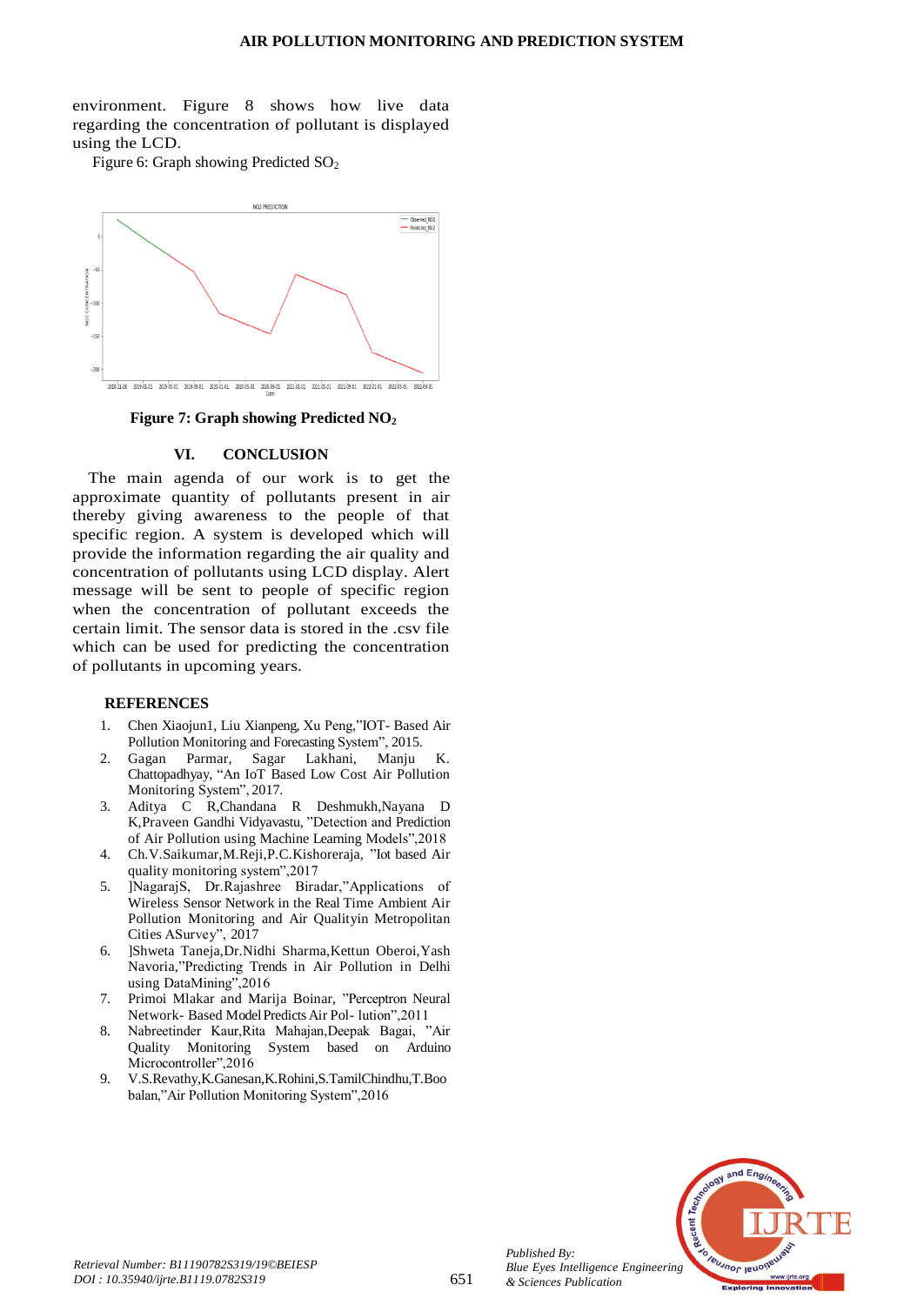environment. Figure 8 shows how live data regarding the concentration of pollutant is displayed using the LCD.

Figure 6: Graph showing Predicted $SO_2$

NO2 PREDICTION

Observed_NO2
Predicted_NO2

NO2 CONCENTRATION

Date

**Figure 7: Graph showing Predicted $NO_2$**

## VI. CONCLUSION

The main agenda of our work is to get the approximate quantity of pollutants present in air thereby giving awareness to the people of that specific region. A system is developed which will provide the information regarding the air quality and concentration of pollutants using LCD display. Alert message will be sent to people of specific region when the concentration of pollutant exceeds the certain limit. The sensor data is stored in the .csv file which can be used for predicting the concentration of pollutants in upcoming years.

## REFERENCES

1. Chen Xiaojun1, Liu Xianpeng, Xu Peng,"IOT- Based Air Pollution Monitoring and Forecasting System", 2015.
2. Gagan Parmar, Sagar Lakhani, Manju K. Chattopadhyay, "An IoT Based Low Cost Air Pollution Monitoring System", 2017.
3. Aditya C R,Chandana R Deshmukh,Nayana D K,Praveen Gandhi Vidyavastu, "Detection and Prediction of Air Pollution using Machine Learning Models",2018
4. Ch.V.Saikumar,M.Reji,P.C.Kishoreraja, "Iot based Air quality monitoring system",2017
5. ]NagarajS, Dr.Rajashree Biradar,"Applications of Wireless Sensor Network in the Real Time Ambient Air Pollution Monitoring and Air Qualityin Metropolitan Cities ASurvey", 2017
6. ]Shweta Taneja,Dr.Nidhi Sharma,Kettun Oberoi,Yash Navoria,"Predicting Trends in Air Pollution in Delhi using DataMining",2016
7. Primoi Mlakar and Marija Boinar, "Perceptron Neural Network- Based Model Predicts Air Pol- lution",2011
8. Nabreetinder Kaur,Rita Mahajan,Deepak Bagai, "Air Quality Monitoring System based on Arduino Microcontroller",2016
9. V.S.Revathy,K.Ganesan,K.Rohini,S.TamilChindhu,T.Boo balan,"Air Pollution Monitoring System",2016